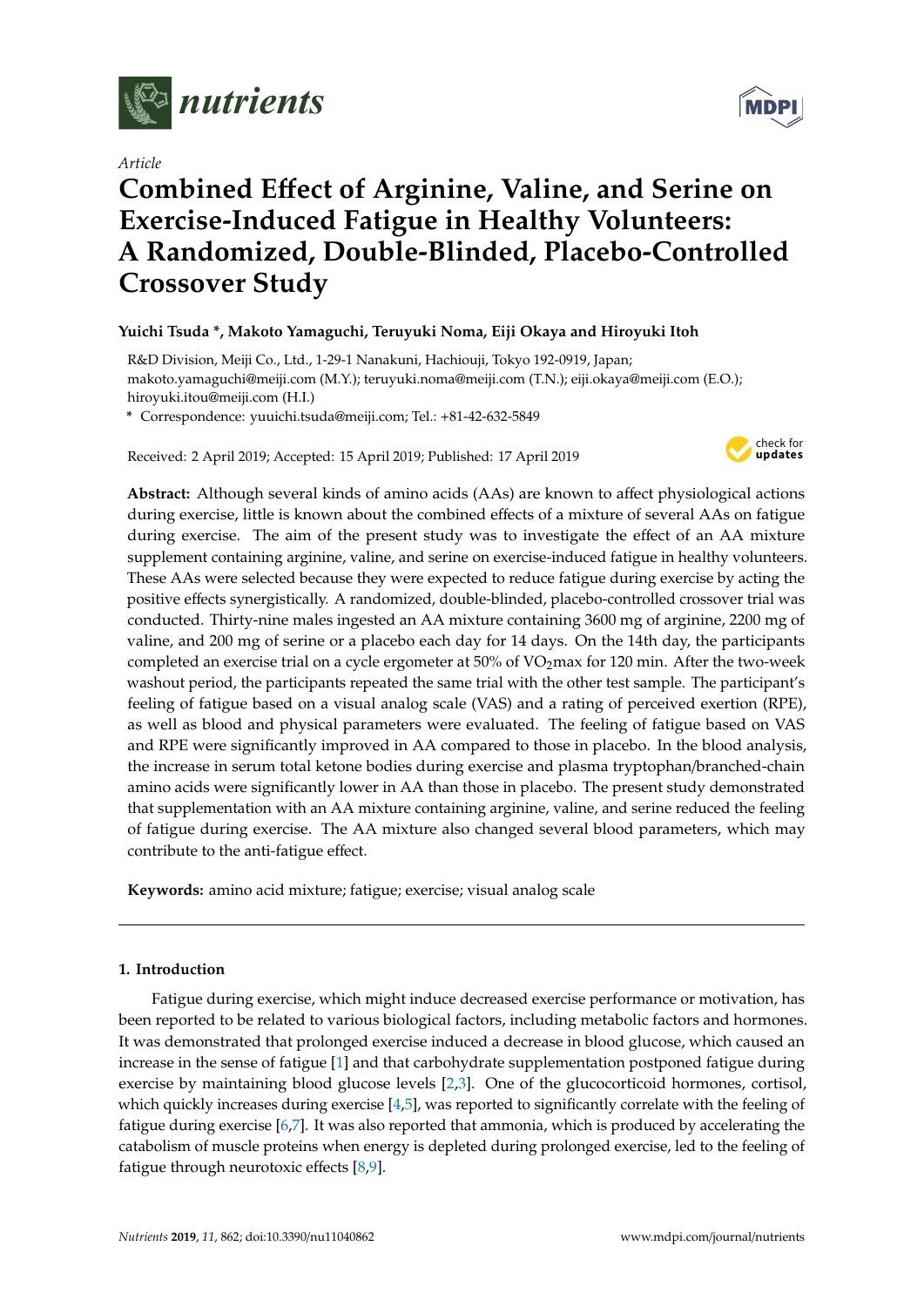*Article*

# Combined Effect of Arginine, Valine, and Serine on Exercise-Induced Fatigue in Healthy Volunteers: A Randomized, Double-Blinded, Placebo-Controlled Crossover Study

**Yuichi Tsuda \*, Makoto Yamaguchi, Teruyuki Noma, Eiji Okaya and Hiroyuki Itoh**

R&D Division, Meiji Co., Ltd., 1-29-1 Nanakuni, Hachiouji, Tokyo 192-0919, Japan; makoto.yamaguchi@meiji.com (M.Y.); teruyuki.noma@meiji.com (T.N.); eiji.okaya@meiji.com (E.O.); hiroyuki.itou@meiji.com (H.I.)

\* Correspondence: yuuichi.tsuda@meiji.com; Tel.: +81-42-632-5849

Received: 2 April 2019; Accepted: 15 April 2019; Published: 17 April 2019

**Abstract:** Although several kinds of amino acids (AAs) are known to affect physiological actions during exercise, little is known about the combined effects of a mixture of several AAs on fatigue during exercise. The aim of the present study was to investigate the effect of an AA mixture supplement containing arginine, valine, and serine on exercise-induced fatigue in healthy volunteers. These AAs were selected because they were expected to reduce fatigue during exercise by acting the positive effects synergistically. A randomized, double-blinded, placebo-controlled crossover trial was conducted. Thirty-nine males ingested an AA mixture containing 3600 mg of arginine, 2200 mg of valine, and 200 mg of serine or a placebo each day for 14 days. On the 14th day, the participants completed an exercise trial on a cycle ergometer at 50% of $VO_2$max for 120 min. After the two-week washout period, the participants repeated the same trial with the other test sample. The participant's feeling of fatigue based on a visual analog scale (VAS) and a rating of perceived exertion (RPE), as well as blood and physical parameters were evaluated. The feeling of fatigue based on VAS and RPE were significantly improved in AA compared to those in placebo. In the blood analysis, the increase in serum total ketone bodies during exercise and plasma tryptophan/branched-chain amino acids were significantly lower in AA than those in placebo. The present study demonstrated that supplementation with an AA mixture containing arginine, valine, and serine reduced the feeling of fatigue during exercise. The AA mixture also changed several blood parameters, which may contribute to the anti-fatigue effect.

**Keywords:** amino acid mixture; fatigue; exercise; visual analog scale

## 1. Introduction

Fatigue during exercise, which might induce decreased exercise performance or motivation, has been reported to be related to various biological factors, including metabolic factors and hormones. It was demonstrated that prolonged exercise induced a decrease in blood glucose, which caused an increase in the sense of fatigue [1] and that carbohydrate supplementation postponed fatigue during exercise by maintaining blood glucose levels [2,3]. One of the glucocorticoid hormones, cortisol, which quickly increases during exercise [4,5], was reported to significantly correlate with the feeling of fatigue during exercise [6,7]. It was also reported that ammonia, which is produced by accelerating the catabolism of muscle proteins when energy is depleted during prolonged exercise, led to the feeling of fatigue through neurotoxic effects [8,9].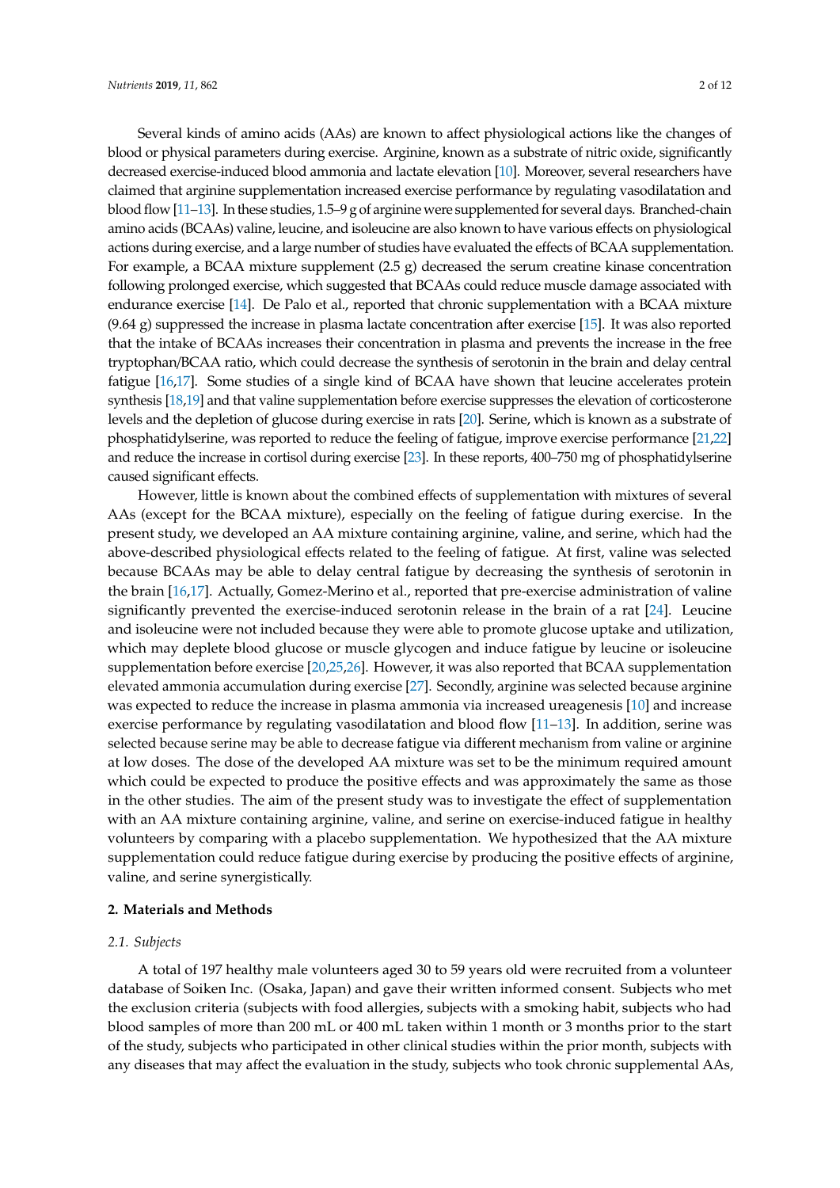Several kinds of amino acids (AAs) are known to affect physiological actions like the changes of blood or physical parameters during exercise. Arginine, known as a substrate of nitric oxide, significantly decreased exercise-induced blood ammonia and lactate elevation [10]. Moreover, several researchers have claimed that arginine supplementation increased exercise performance by regulating vasodilatation and blood flow [11–13]. In these studies, 1.5–9 g of arginine were supplemented for several days. Branched-chain amino acids (BCAAs) valine, leucine, and isoleucine are also known to have various effects on physiological actions during exercise, and a large number of studies have evaluated the effects of BCAA supplementation. For example, a BCAA mixture supplement (2.5 g) decreased the serum creatine kinase concentration following prolonged exercise, which suggested that BCAAs could reduce muscle damage associated with endurance exercise [14]. De Palo et al., reported that chronic supplementation with a BCAA mixture (9.64 g) suppressed the increase in plasma lactate concentration after exercise [15]. It was also reported that the intake of BCAAs increases their concentration in plasma and prevents the increase in the free tryptophan/BCAA ratio, which could decrease the synthesis of serotonin in the brain and delay central fatigue [16,17]. Some studies of a single kind of BCAA have shown that leucine accelerates protein synthesis [18,19] and that valine supplementation before exercise suppresses the elevation of corticosterone levels and the depletion of glucose during exercise in rats [20]. Serine, which is known as a substrate of phosphatidylserine, was reported to reduce the feeling of fatigue, improve exercise performance [21,22] and reduce the increase in cortisol during exercise [23]. In these reports, 400–750 mg of phosphatidylserine caused significant effects.

However, little is known about the combined effects of supplementation with mixtures of several AAs (except for the BCAA mixture), especially on the feeling of fatigue during exercise. In the present study, we developed an AA mixture containing arginine, valine, and serine, which had the above-described physiological effects related to the feeling of fatigue. At first, valine was selected because BCAAs may be able to delay central fatigue by decreasing the synthesis of serotonin in the brain [16,17]. Actually, Gomez-Merino et al., reported that pre-exercise administration of valine significantly prevented the exercise-induced serotonin release in the brain of a rat [24]. Leucine and isoleucine were not included because they were able to promote glucose uptake and utilization, which may deplete blood glucose or muscle glycogen and induce fatigue by leucine or isoleucine supplementation before exercise [20,25,26]. However, it was also reported that BCAA supplementation elevated ammonia accumulation during exercise [27]. Secondly, arginine was selected because arginine was expected to reduce the increase in plasma ammonia via increased ureagenesis [10] and increase exercise performance by regulating vasodilatation and blood flow [11–13]. In addition, serine was selected because serine may be able to decrease fatigue via different mechanism from valine or arginine at low doses. The dose of the developed AA mixture was set to be the minimum required amount which could be expected to produce the positive effects and was approximately the same as those in the other studies. The aim of the present study was to investigate the effect of supplementation with an AA mixture containing arginine, valine, and serine on exercise-induced fatigue in healthy volunteers by comparing with a placebo supplementation. We hypothesized that the AA mixture supplementation could reduce fatigue during exercise by producing the positive effects of arginine, valine, and serine synergistically.

## 2. Materials and Methods

### 2.1. Subjects

A total of 197 healthy male volunteers aged 30 to 59 years old were recruited from a volunteer database of Soiken Inc. (Osaka, Japan) and gave their written informed consent. Subjects who met the exclusion criteria (subjects with food allergies, subjects with a smoking habit, subjects who had blood samples of more than 200 mL or 400 mL taken within 1 month or 3 months prior to the start of the study, subjects who participated in other clinical studies within the prior month, subjects with any diseases that may affect the evaluation in the study, subjects who took chronic supplemental AAs,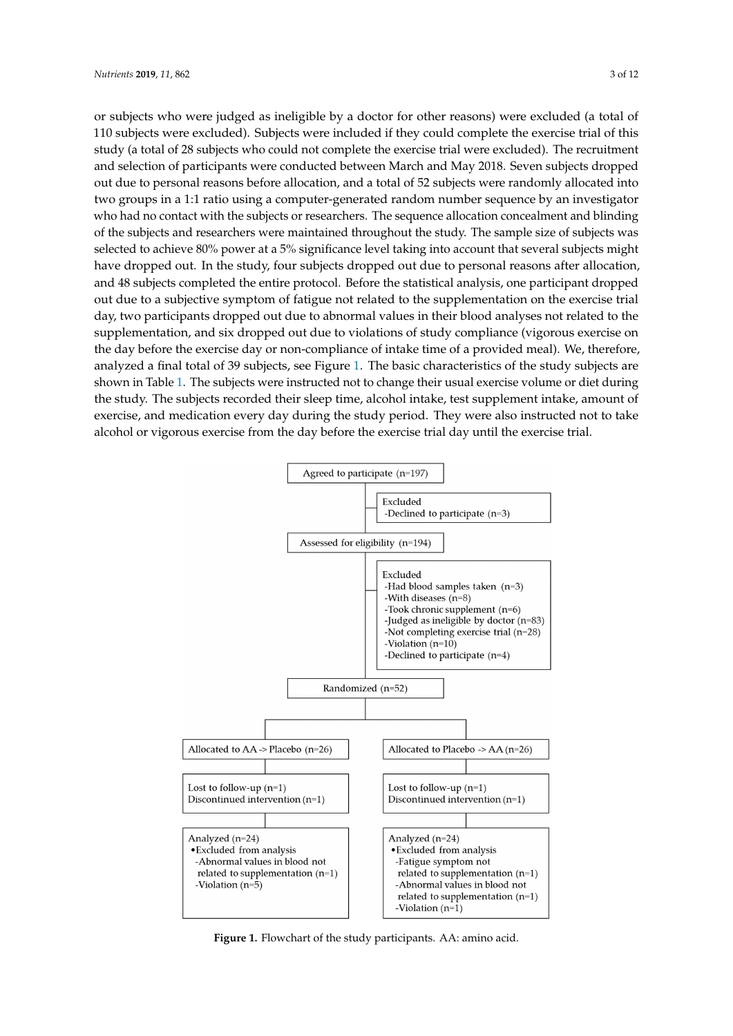or subjects who were judged as ineligible by a doctor for other reasons) were excluded (a total of 110 subjects were excluded). Subjects were included if they could complete the exercise trial of this study (a total of 28 subjects who could not complete the exercise trial were excluded). The recruitment and selection of participants were conducted between March and May 2018. Seven subjects dropped out due to personal reasons before allocation, and a total of 52 subjects were randomly allocated into two groups in a 1:1 ratio using a computer-generated random number sequence by an investigator who had no contact with the subjects or researchers. The sequence allocation concealment and blinding of the subjects and researchers were maintained throughout the study. The sample size of subjects was selected to achieve 80% power at a 5% significance level taking into account that several subjects might have dropped out. In the study, four subjects dropped out due to personal reasons after allocation, and 48 subjects completed the entire protocol. Before the statistical analysis, one participant dropped out due to a subjective symptom of fatigue not related to the supplementation on the exercise trial day, two participants dropped out due to abnormal values in their blood analyses not related to the supplementation, and six dropped out due to violations of study compliance (vigorous exercise on the day before the exercise day or non-compliance of intake time of a provided meal). We, therefore, analyzed a final total of 39 subjects, see Figure 1. The basic characteristics of the study subjects are shown in Table 1. The subjects were instructed not to change their usual exercise volume or diet during the study. The subjects recorded their sleep time, alcohol intake, test supplement intake, amount of exercise, and medication every day during the study period. They were also instructed not to take alcohol or vigorous exercise from the day before the exercise trial day until the exercise trial.

Agreed to participate (n=197)

Excluded
- Declined to participate (n=3)

Assessed for eligibility (n=194)

Excluded
- Had blood samples taken (n=3)
- With diseases (n=8)
- Took chronic supplement (n=6)
- Judged as ineligible by doctor (n=83)
- Not completing exercise trial (n=28)
- Violation (n=10)
- Declined to participate (n=4)

Randomized (n=52)

| Allocated to AA -> Placebo (n=26) | Allocated to Placebo -> AA (n=26) |
| --- | --- |
| Lost to follow-up (n=1)<br>Discontinued intervention (n=1) | Lost to follow-up (n=1)<br>Discontinued intervention (n=1) |
| Analyzed (n=24)<br>• Excluded from analysis<br>- Abnormal values in blood not related to supplementation (n=1)<br>- Violation (n=5) | Analyzed (n=24)<br>• Excluded from analysis<br>- Fatigue symptom not related to supplementation (n=1)<br>- Abnormal values in blood not related to supplementation (n=1)<br>- Violation (n=1) |

**Figure 1.** Flowchart of the study participants. AA: amino acid.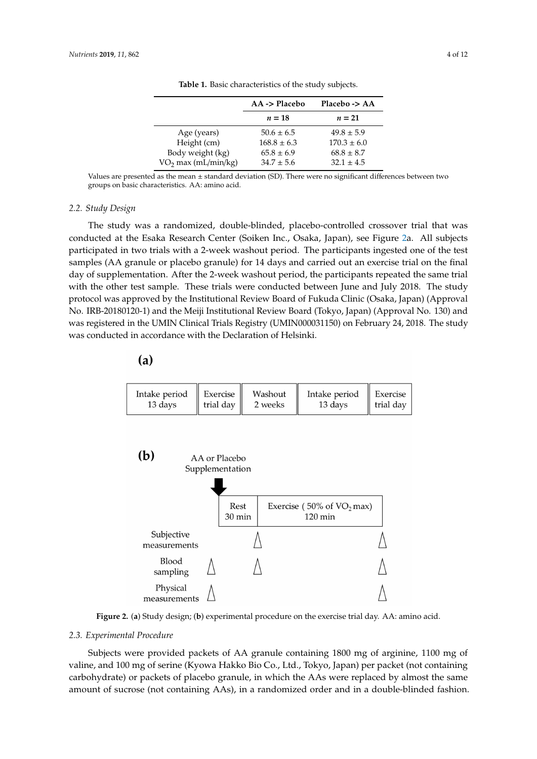**Table 1.** Basic characteristics of the study subjects.

| | AA -> Placebo | Placebo -> AA |
|---|---|---|
| | $n = 18$ | $n = 21$ |
| Age (years) | 50.6 ± 6.5 | 49.8 ± 5.9 |
| Height (cm) | 168.8 ± 6.3 | 170.3 ± 6.0 |
| Body weight (kg) | 65.8 ± 6.9 | 68.8 ± 8.7 |
| $VO_2$ max (mL/min/kg) | 34.7 ± 5.6 | 32.1 ± 4.5 |

Values are presented as the mean ± standard deviation (SD). There were no significant differences between two groups on basic characteristics. AA: amino acid.

### 2.2. Study Design

The study was a randomized, double-blinded, placebo-controlled crossover trial that was conducted at the Esaka Research Center (Soiken Inc., Osaka, Japan), see Figure 2a. All subjects participated in two trials with a 2-week washout period. The participants ingested one of the test samples (AA granule or placebo granule) for 14 days and carried out an exercise trial on the final day of supplementation. After the 2-week washout period, the participants repeated the same trial with the other test sample. These trials were conducted between June and July 2018. The study protocol was approved by the Institutional Review Board of Fukuda Clinic (Osaka, Japan) (Approval No. IRB-20180120-1) and the Meiji Institutional Review Board (Tokyo, Japan) (Approval No. 130) and was registered in the UMIN Clinical Trials Registry (UMIN000031150) on February 24, 2018. The study was conducted in accordance with the Declaration of Helsinki.

**(a)**

| Intake period 13 days | Exercise trial day | Washout 2 weeks | Intake period 13 days | Exercise trial day |
|---|---|---|---|---|

**(b)**

AA or Placebo Supplementation

| | | Rest 30 min | | Exercise (50% of $VO_2$ max) 120 min | |
|---|---|---|---|---|---|
| Subjective measurements | | | △ | | △ |
| Blood sampling | △ | | △ | | △ |
| Physical measurements | △ | | | | △ |

**Figure 2.** (**a**) Study design; (**b**) experimental procedure on the exercise trial day. AA: amino acid.

### 2.3. Experimental Procedure

Subjects were provided packets of AA granule containing 1800 mg of arginine, 1100 mg of valine, and 100 mg of serine (Kyowa Hakko Bio Co., Ltd., Tokyo, Japan) per packet (not containing carbohydrate) or packets of placebo granule, in which the AAs were replaced by almost the same amount of sucrose (not containing AAs), in a randomized order and in a double-blinded fashion.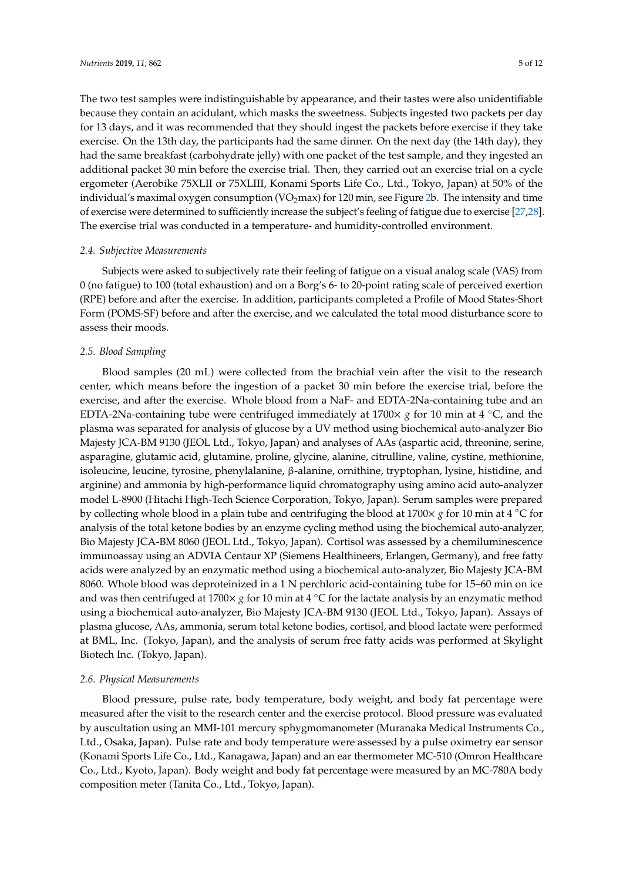The two test samples were indistinguishable by appearance, and their tastes were also unidentifiable because they contain an acidulant, which masks the sweetness. Subjects ingested two packets per day for 13 days, and it was recommended that they should ingest the packets before exercise if they take exercise. On the 13th day, the participants had the same dinner. On the next day (the 14th day), they had the same breakfast (carbohydrate jelly) with one packet of the test sample, and they ingested an additional packet 30 min before the exercise trial. Then, they carried out an exercise trial on a cycle ergometer (Aerobike 75XLII or 75XLIII, Konami Sports Life Co., Ltd., Tokyo, Japan) at 50% of the individual's maximal oxygen consumption ($VO_2$max) for 120 min, see Figure 2b. The intensity and time of exercise were determined to sufficiently increase the subject's feeling of fatigue due to exercise [27,28]. The exercise trial was conducted in a temperature- and humidity-controlled environment.

### *2.4. Subjective Measurements*

Subjects were asked to subjectively rate their feeling of fatigue on a visual analog scale (VAS) from 0 (no fatigue) to 100 (total exhaustion) and on a Borg's 6- to 20-point rating scale of perceived exertion (RPE) before and after the exercise. In addition, participants completed a Profile of Mood States-Short Form (POMS-SF) before and after the exercise, and we calculated the total mood disturbance score to assess their moods.

### *2.5. Blood Sampling*

Blood samples (20 mL) were collected from the brachial vein after the visit to the research center, which means before the ingestion of a packet 30 min before the exercise trial, before the exercise, and after the exercise. Whole blood from a NaF- and EDTA-2Na-containing tube and an EDTA-2Na-containing tube were centrifuged immediately at 1700× *g* for 10 min at 4 °C, and the plasma was separated for analysis of glucose by a UV method using biochemical auto-analyzer Bio Majesty JCA-BM 9130 (JEOL Ltd., Tokyo, Japan) and analyses of AAs (aspartic acid, threonine, serine, asparagine, glutamic acid, glutamine, proline, glycine, alanine, citrulline, valine, cystine, methionine, isoleucine, leucine, tyrosine, phenylalanine, β-alanine, ornithine, tryptophan, lysine, histidine, and arginine) and ammonia by high-performance liquid chromatography using amino acid auto-analyzer model L-8900 (Hitachi High-Tech Science Corporation, Tokyo, Japan). Serum samples were prepared by collecting whole blood in a plain tube and centrifuging the blood at 1700× *g* for 10 min at 4 °C for analysis of the total ketone bodies by an enzyme cycling method using the biochemical auto-analyzer, Bio Majesty JCA-BM 8060 (JEOL Ltd., Tokyo, Japan). Cortisol was assessed by a chemiluminescence immunoassay using an ADVIA Centaur XP (Siemens Healthineers, Erlangen, Germany), and free fatty acids were analyzed by an enzymatic method using a biochemical auto-analyzer, Bio Majesty JCA-BM 8060. Whole blood was deproteinized in a 1 N perchloric acid-containing tube for 15–60 min on ice and was then centrifuged at 1700× *g* for 10 min at 4 °C for the lactate analysis by an enzymatic method using a biochemical auto-analyzer, Bio Majesty JCA-BM 9130 (JEOL Ltd., Tokyo, Japan). Assays of plasma glucose, AAs, ammonia, serum total ketone bodies, cortisol, and blood lactate were performed at BML, Inc. (Tokyo, Japan), and the analysis of serum free fatty acids was performed at Skylight Biotech Inc. (Tokyo, Japan).

### *2.6. Physical Measurements*

Blood pressure, pulse rate, body temperature, body weight, and body fat percentage were measured after the visit to the research center and the exercise protocol. Blood pressure was evaluated by auscultation using an MMI-101 mercury sphygmomanometer (Muranaka Medical Instruments Co., Ltd., Osaka, Japan). Pulse rate and body temperature were assessed by a pulse oximetry ear sensor (Konami Sports Life Co., Ltd., Kanagawa, Japan) and an ear thermometer MC-510 (Omron Healthcare Co., Ltd., Kyoto, Japan). Body weight and body fat percentage were measured by an MC-780A body composition meter (Tanita Co., Ltd., Tokyo, Japan).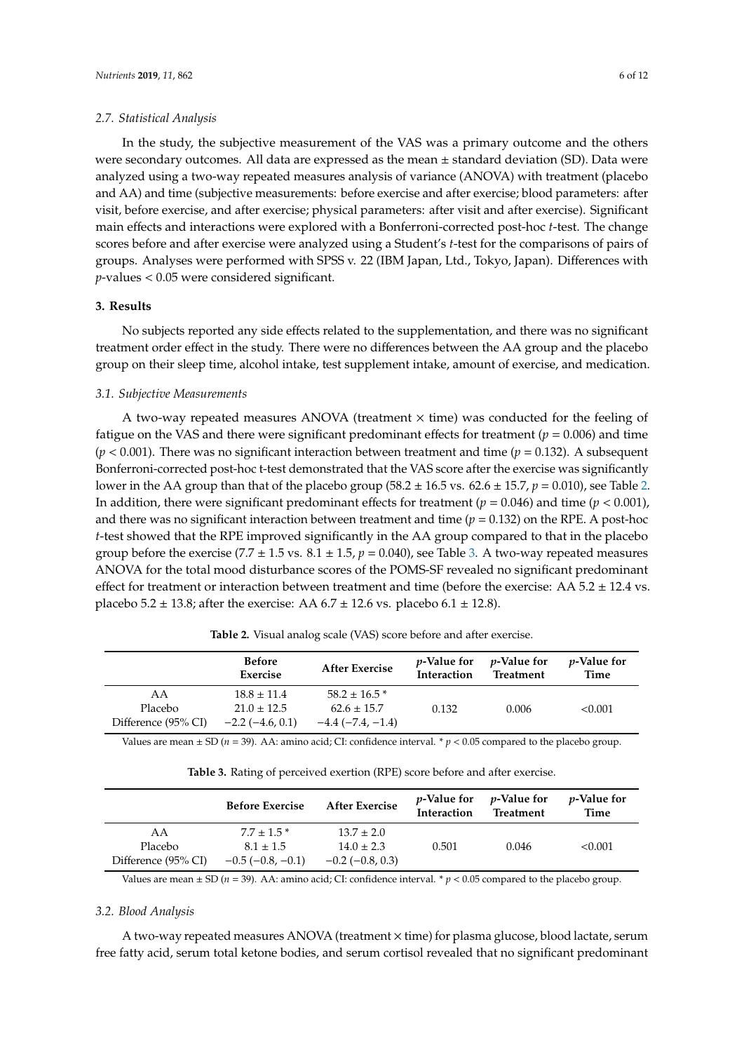### 2.7. Statistical Analysis

In the study, the subjective measurement of the VAS was a primary outcome and the others were secondary outcomes. All data are expressed as the mean ± standard deviation (SD). Data were analyzed using a two-way repeated measures analysis of variance (ANOVA) with treatment (placebo and AA) and time (subjective measurements: before exercise and after exercise; blood parameters: after visit, before exercise, and after exercise; physical parameters: after visit and after exercise). Significant main effects and interactions were explored with a Bonferroni-corrected post-hoc *t*-test. The change scores before and after exercise were analyzed using a Student's *t*-test for the comparisons of pairs of groups. Analyses were performed with SPSS v. 22 (IBM Japan, Ltd., Tokyo, Japan). Differences with *p*-values < 0.05 were considered significant.

## 3. Results

No subjects reported any side effects related to the supplementation, and there was no significant treatment order effect in the study. There were no differences between the AA group and the placebo group on their sleep time, alcohol intake, test supplement intake, amount of exercise, and medication.

### 3.1. Subjective Measurements

A two-way repeated measures ANOVA (treatment × time) was conducted for the feeling of fatigue on the VAS and there were significant predominant effects for treatment ($p = 0.006$) and time ($p < 0.001$). There was no significant interaction between treatment and time ($p = 0.132$). A subsequent Bonferroni-corrected post-hoc t-test demonstrated that the VAS score after the exercise was significantly lower in the AA group than that of the placebo group (58.2 ± 16.5 vs. 62.6 ± 15.7, $p = 0.010$), see Table 2. In addition, there were significant predominant effects for treatment ($p = 0.046$) and time ($p < 0.001$), and there was no significant interaction between treatment and time ($p = 0.132$) on the RPE. A post-hoc *t*-test showed that the RPE improved significantly in the AA group compared to that in the placebo group before the exercise (7.7 ± 1.5 vs. 8.1 ± 1.5, $p = 0.040$), see Table 3. A two-way repeated measures ANOVA for the total mood disturbance scores of the POMS-SF revealed no significant predominant effect for treatment or interaction between treatment and time (before the exercise: AA 5.2 ± 12.4 vs. placebo 5.2 ± 13.8; after the exercise: AA 6.7 ± 12.6 vs. placebo 6.1 ± 12.8).

**Table 2.** Visual analog scale (VAS) score before and after exercise.

| | Before Exercise | After Exercise | *p*-Value for Interaction | *p*-Value for Treatment | *p*-Value for Time |
|---|---|---|---|---|---|
| AA | 18.8 ± 11.4 | 58.2 ± 16.5 * | | | |
| Placebo | 21.0 ± 12.5 | 62.6 ± 15.7 | 0.132 | 0.006 | <0.001 |
| Difference (95% CI) | −2.2 (−4.6, 0.1) | −4.4 (−7.4, −1.4) | | | |

Values are mean ± SD ($n = 39$). AA: amino acid; CI: confidence interval. * $p < 0.05$ compared to the placebo group.

**Table 3.** Rating of perceived exertion (RPE) score before and after exercise.

| | Before Exercise | After Exercise | *p*-Value for Interaction | *p*-Value for Treatment | *p*-Value for Time |
|---|---|---|---|---|---|
| AA | 7.7 ± 1.5 * | 13.7 ± 2.0 | | | |
| Placebo | 8.1 ± 1.5 | 14.0 ± 2.3 | 0.501 | 0.046 | <0.001 |
| Difference (95% CI) | −0.5 (−0.8, −0.1) | −0.2 (−0.8, 0.3) | | | |

Values are mean ± SD ($n = 39$). AA: amino acid; CI: confidence interval. * $p < 0.05$ compared to the placebo group.

### 3.2. Blood Analysis

A two-way repeated measures ANOVA (treatment × time) for plasma glucose, blood lactate, serum free fatty acid, serum total ketone bodies, and serum cortisol revealed that no significant predominant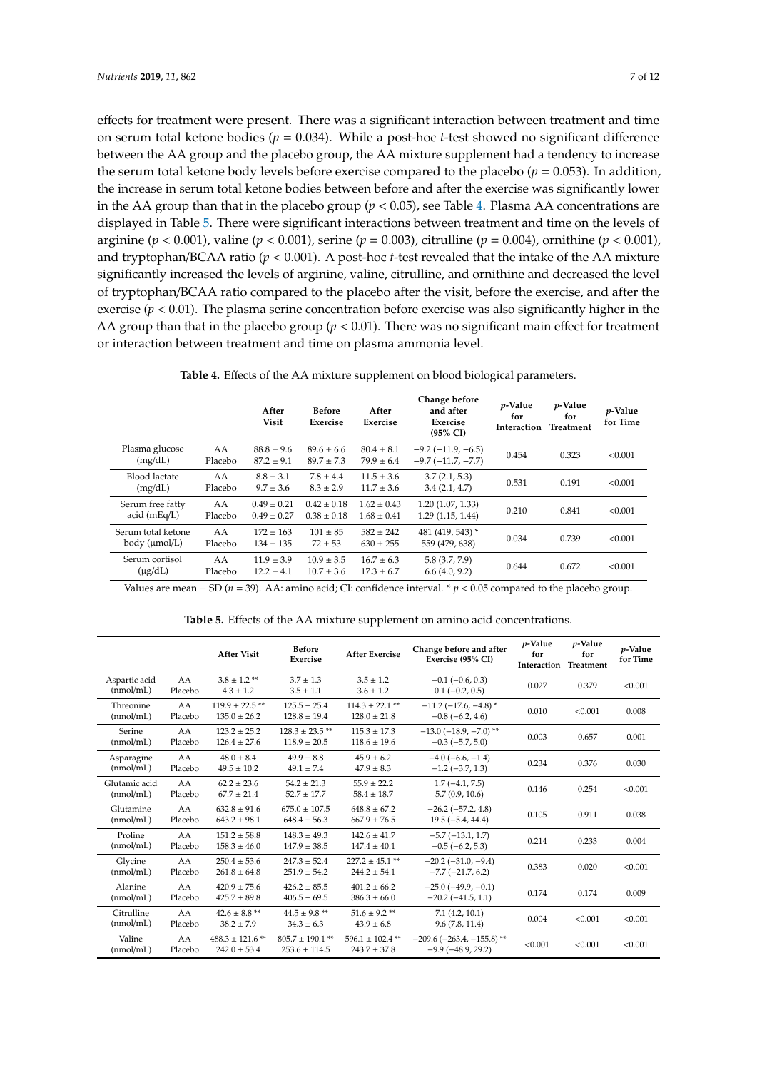effects for treatment were present. There was a significant interaction between treatment and time on serum total ketone bodies ($p = 0.034$). While a post-hoc $t$-test showed no significant difference between the AA group and the placebo group, the AA mixture supplement had a tendency to increase the serum total ketone body levels before exercise compared to the placebo ($p = 0.053$). In addition, the increase in serum total ketone bodies between before and after the exercise was significantly lower in the AA group than that in the placebo group ($p < 0.05$), see Table 4. Plasma AA concentrations are displayed in Table 5. There were significant interactions between treatment and time on the levels of arginine ($p < 0.001$), valine ($p < 0.001$), serine ($p = 0.003$), citrulline ($p = 0.004$), ornithine ($p < 0.001$), and tryptophan/BCAA ratio ($p < 0.001$). A post-hoc $t$-test revealed that the intake of the AA mixture significantly increased the levels of arginine, valine, citrulline, and ornithine and decreased the level of tryptophan/BCAA ratio compared to the placebo after the visit, before the exercise, and after the exercise ($p < 0.01$). The plasma serine concentration before exercise was also significantly higher in the AA group than that in the placebo group ($p < 0.01$). There was no significant main effect for treatment or interaction between treatment and time on plasma ammonia level.

**Table 4.** Effects of the AA mixture supplement on blood biological parameters.

| | | After Visit | Before Exercise | After Exercise | Change before and after Exercise (95% CI) | $p$-Value for Interaction | $p$-Value for Treatment | $p$-Value for Time |
|---|---|---|---|---|---|---|---|---|
| Plasma glucose (mg/dL) | AA | 88.8 ± 9.6 | 89.6 ± 6.6 | 80.4 ± 8.1 | −9.2 (−11.9, −6.5) | 0.454 | 0.323 | <0.001 |
| | Placebo | 87.2 ± 9.1 | 89.7 ± 7.3 | 79.9 ± 6.4 | −9.7 (−11.7, −7.7) | | | |
| Blood lactate (mg/dL) | AA | 8.8 ± 3.1 | 7.8 ± 4.4 | 11.5 ± 3.6 | 3.7 (2.1, 5.3) | 0.531 | 0.191 | <0.001 |
| | Placebo | 9.7 ± 3.6 | 8.3 ± 2.9 | 11.7 ± 3.6 | 3.4 (2.1, 4.7) | | | |
| Serum free fatty acid (mEq/L) | AA | 0.49 ± 0.21 | 0.42 ± 0.18 | 1.62 ± 0.43 | 1.20 (1.07, 1.33) | 0.210 | 0.841 | <0.001 |
| | Placebo | 0.49 ± 0.27 | 0.38 ± 0.18 | 1.68 ± 0.41 | 1.29 (1.15, 1.44) | | | |
| Serum total ketone body (μmol/L) | AA | 172 ± 163 | 101 ± 85 | 582 ± 242 | 481 (419, 543) * | 0.034 | 0.739 | <0.001 |
| | Placebo | 134 ± 135 | 72 ± 53 | 630 ± 255 | 559 (479, 638) | | | |
| Serum cortisol (μg/dL) | AA | 11.9 ± 3.9 | 10.9 ± 3.5 | 16.7 ± 6.3 | 5.8 (3.7, 7.9) | 0.644 | 0.672 | <0.001 |
| | Placebo | 12.2 ± 4.1 | 10.7 ± 3.6 | 17.3 ± 6.7 | 6.6 (4.0, 9.2) | | | |

Values are mean ± SD ($n = 39$). AA: amino acid; CI: confidence interval. * $p < 0.05$ compared to the placebo group.

**Table 5.** Effects of the AA mixture supplement on amino acid concentrations.

| | | After Visit | Before Exercise | After Exercise | Change before and after Exercise (95% CI) | $p$-Value for Interaction | $p$-Value for Treatment | $p$-Value for Time |
|---|---|---|---|---|---|---|---|---|
| Aspartic acid (nmol/mL) | AA | 3.8 ± 1.2 ** | 3.7 ± 1.3 | 3.5 ± 1.2 | −0.1 (−0.6, 0.3) | 0.027 | 0.379 | <0.001 |
| | Placebo | 4.3 ± 1.2 | 3.5 ± 1.1 | 3.6 ± 1.2 | 0.1 (−0.2, 0.5) | | | |
| Threonine (nmol/mL) | AA | 119.9 ± 22.5 ** | 125.5 ± 25.4 | 114.3 ± 22.1 ** | −11.2 (−17.6, −4.8) * | 0.010 | <0.001 | 0.008 |
| | Placebo | 135.0 ± 26.2 | 128.8 ± 19.4 | 128.0 ± 21.8 | −0.8 (−6.2, 4.6) | | | |
| Serine (nmol/mL) | AA | 123.2 ± 25.2 | 128.3 ± 23.5 ** | 115.3 ± 17.3 | −13.0 (−18.9, −7.0) ** | 0.003 | 0.657 | 0.001 |
| | Placebo | 126.4 ± 27.6 | 118.9 ± 20.5 | 118.6 ± 19.6 | −0.3 (−5.7, 5.0) | | | |
| Asparagine (nmol/mL) | AA | 48.0 ± 8.4 | 49.9 ± 8.8 | 45.9 ± 6.2 | −4.0 (−6.6, −1.4) | 0.234 | 0.376 | 0.030 |
| | Placebo | 49.5 ± 10.2 | 49.1 ± 7.4 | 47.9 ± 8.3 | −1.2 (−3.7, 1.3) | | | |
| Glutamic acid (nmol/mL) | AA | 62.2 ± 23.6 | 54.2 ± 21.3 | 55.9 ± 22.2 | 1.7 (−4.1, 7.5) | 0.146 | 0.254 | <0.001 |
| | Placebo | 67.7 ± 21.4 | 52.7 ± 17.7 | 58.4 ± 18.7 | 5.7 (0.9, 10.6) | | | |
| Glutamine (nmol/mL) | AA | 632.8 ± 91.6 | 675.0 ± 107.5 | 648.8 ± 67.2 | −26.2 (−57.2, 4.8) | 0.105 | 0.911 | 0.038 |
| | Placebo | 643.2 ± 98.1 | 648.4 ± 56.3 | 667.9 ± 76.5 | 19.5 (−5.4, 44.4) | | | |
| Proline (nmol/mL) | AA | 151.2 ± 58.8 | 148.3 ± 49.3 | 142.6 ± 41.7 | −5.7 (−13.1, 1.7) | 0.214 | 0.233 | 0.004 |
| | Placebo | 158.3 ± 46.0 | 147.9 ± 38.5 | 147.4 ± 40.1 | −0.5 (−6.2, 5.3) | | | |
| Glycine (nmol/mL) | AA | 250.4 ± 53.6 | 247.3 ± 52.4 | 227.2 ± 45.1 ** | −20.2 (−31.0, −9.4) | 0.383 | 0.020 | <0.001 |
| | Placebo | 261.8 ± 64.8 | 251.9 ± 54.2 | 244.2 ± 54.1 | −7.7 (−21.7, 6.2) | | | |
| Alanine (nmol/mL) | AA | 420.9 ± 75.6 | 426.2 ± 85.5 | 401.2 ± 66.2 | −25.0 (−49.9, −0.1) | 0.174 | 0.174 | 0.009 |
| | Placebo | 425.7 ± 89.8 | 406.5 ± 69.5 | 386.3 ± 66.0 | −20.2 (−41.5, 1.1) | | | |
| Citrulline (nmol/mL) | AA | 42.6 ± 8.8 ** | 44.5 ± 9.8 ** | 51.6 ± 9.2 ** | 7.1 (4.2, 10.1) | 0.004 | <0.001 | <0.001 |
| | Placebo | 38.2 ± 7.9 | 34.3 ± 6.3 | 43.9 ± 6.8 | 9.6 (7.8, 11.4) | | | |
| Valine (nmol/mL) | AA | 488.3 ± 121.6 ** | 805.7 ± 190.1 ** | 596.1 ± 102.4 ** | −209.6 (−263.4, −155.8) ** | <0.001 | <0.001 | <0.001 |
| | Placebo | 242.0 ± 53.4 | 253.6 ± 114.5 | 243.7 ± 37.8 | −9.9 (−48.9, 29.2) | | | |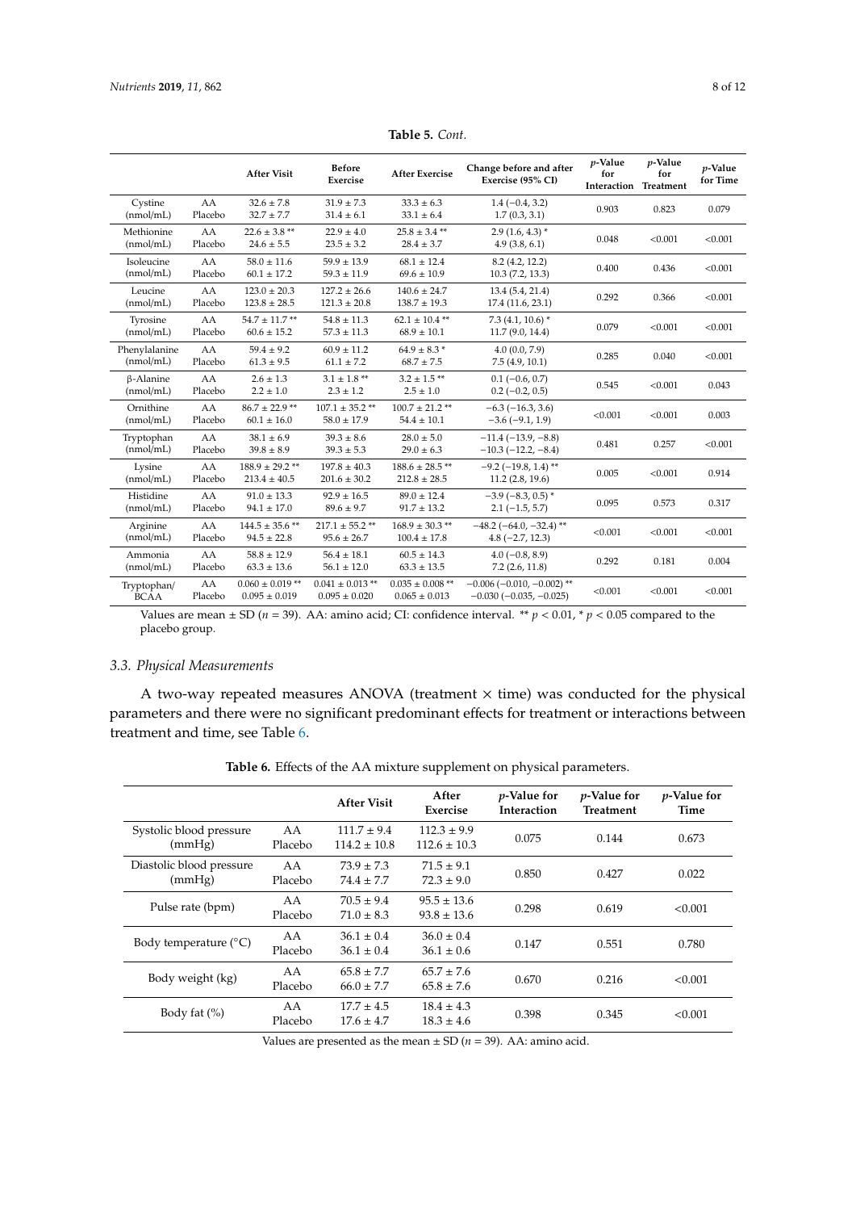**Table 5.** *Cont.*

| | | After Visit | Before Exercise | After Exercise | Change before and after Exercise (95% CI) | *p*-Value for Interaction | *p*-Value for Treatment | *p*-Value for Time |
|---|---|---|---|---|---|---|---|---|
| Cystine (nmol/mL) | AA<br>Placebo | 32.6 ± 7.8<br>32.7 ± 7.7 | 31.9 ± 7.3<br>31.4 ± 6.1 | 33.3 ± 6.3<br>33.1 ± 6.4 | 1.4 (−0.4, 3.2)<br>1.7 (0.3, 3.1) | 0.903 | 0.823 | 0.079 |
| Methionine (nmol/mL) | AA<br>Placebo | 22.6 ± 3.8 **<br>24.6 ± 5.5 | 22.9 ± 4.0<br>23.5 ± 3.2 | 25.8 ± 3.4 **<br>28.4 ± 3.7 | 2.9 (1.6, 4.3) *<br>4.9 (3.8, 6.1) | 0.048 | <0.001 | <0.001 |
| Isoleucine (nmol/mL) | AA<br>Placebo | 58.0 ± 11.6<br>60.1 ± 17.2 | 59.9 ± 13.9<br>59.3 ± 11.9 | 68.1 ± 12.4<br>69.6 ± 10.9 | 8.2 (4.2, 12.2)<br>10.3 (7.2, 13.3) | 0.400 | 0.436 | <0.001 |
| Leucine (nmol/mL) | AA<br>Placebo | 123.0 ± 20.3<br>123.8 ± 28.5 | 127.2 ± 26.6<br>121.3 ± 20.8 | 140.6 ± 24.7<br>138.7 ± 19.3 | 13.4 (5.4, 21.4)<br>17.4 (11.6, 23.1) | 0.292 | 0.366 | <0.001 |
| Tyrosine (nmol/mL) | AA<br>Placebo | 54.7 ± 11.7 **<br>60.6 ± 15.2 | 54.8 ± 11.3<br>57.3 ± 11.3 | 62.1 ± 10.4 **<br>68.9 ± 10.1 | 7.3 (4.1, 10.6) *<br>11.7 (9.0, 14.4) | 0.079 | <0.001 | <0.001 |
| Phenylalanine (nmol/mL) | AA<br>Placebo | 59.4 ± 9.2<br>61.3 ± 9.5 | 60.9 ± 11.2<br>61.1 ± 7.2 | 64.9 ± 8.3 *<br>68.7 ± 7.5 | 4.0 (0.0, 7.9)<br>7.5 (4.9, 10.1) | 0.285 | 0.040 | <0.001 |
| β-Alanine (nmol/mL) | AA<br>Placebo | 2.6 ± 1.3<br>2.2 ± 1.0 | 3.1 ± 1.8 **<br>2.3 ± 1.2 | 3.2 ± 1.5 **<br>2.5 ± 1.0 | 0.1 (−0.6, 0.7)<br>0.2 (−0.2, 0.5) | 0.545 | <0.001 | 0.043 |
| Ornithine (nmol/mL) | AA<br>Placebo | 86.7 ± 22.9 **<br>60.1 ± 16.0 | 107.1 ± 35.2 **<br>58.0 ± 17.9 | 100.7 ± 21.2 **<br>54.4 ± 10.1 | −6.3 (−16.3, 3.6)<br>−3.6 (−9.1, 1.9) | <0.001 | <0.001 | 0.003 |
| Tryptophan (nmol/mL) | AA<br>Placebo | 38.1 ± 6.9<br>39.8 ± 8.9 | 39.3 ± 8.6<br>39.3 ± 5.3 | 28.0 ± 5.0<br>29.0 ± 6.3 | −11.4 (−13.9, −8.8)<br>−10.3 (−12.2, −8.4) | 0.481 | 0.257 | <0.001 |
| Lysine (nmol/mL) | AA<br>Placebo | 188.9 ± 29.2 **<br>213.4 ± 40.5 | 197.8 ± 40.3<br>201.6 ± 30.2 | 188.6 ± 28.5 **<br>212.8 ± 28.5 | −9.2 (−19.8, 1.4) **<br>11.2 (2.8, 19.6) | 0.005 | <0.001 | 0.914 |
| Histidine (nmol/mL) | AA<br>Placebo | 91.0 ± 13.3<br>94.1 ± 17.0 | 92.9 ± 16.5<br>89.6 ± 9.7 | 89.0 ± 12.4<br>91.7 ± 13.2 | −3.9 (−8.3, 0.5) *<br>2.1 (−1.5, 5.7) | 0.095 | 0.573 | 0.317 |
| Arginine (nmol/mL) | AA<br>Placebo | 144.5 ± 35.6 **<br>94.5 ± 22.8 | 217.1 ± 55.2 **<br>95.6 ± 26.7 | 168.9 ± 30.3 **<br>100.4 ± 17.8 | −48.2 (−64.0, −32.4) **<br>4.8 (−2.7, 12.3) | <0.001 | <0.001 | <0.001 |
| Ammonia (nmol/mL) | AA<br>Placebo | 58.8 ± 12.9<br>63.3 ± 13.6 | 56.4 ± 18.1<br>56.1 ± 12.0 | 60.5 ± 14.3<br>63.3 ± 13.5 | 4.0 (−0.8, 8.9)<br>7.2 (2.6, 11.8) | 0.292 | 0.181 | 0.004 |
| Tryptophan/ BCAA | AA<br>Placebo | 0.060 ± 0.019 **<br>0.095 ± 0.019 | 0.041 ± 0.013 **<br>0.095 ± 0.020 | 0.035 ± 0.008 **<br>0.065 ± 0.013 | −0.006 (−0.010, −0.002) **<br>−0.030 (−0.035, −0.025) | <0.001 | <0.001 | <0.001 |

Values are mean ± SD ($n$ = 39). AA: amino acid; CI: confidence interval. ** $p < 0.01$, * $p < 0.05$ compared to the placebo group.

### 3.3. Physical Measurements

A two-way repeated measures ANOVA (treatment × time) was conducted for the physical parameters and there were no significant predominant effects for treatment or interactions between treatment and time, see Table 6.

**Table 6.** Effects of the AA mixture supplement on physical parameters.

| | | After Visit | After Exercise | *p*-Value for Interaction | *p*-Value for Treatment | *p*-Value for Time |
|---|---|---|---|---|---|---|
| Systolic blood pressure (mmHg) | AA<br>Placebo | 111.7 ± 9.4<br>114.2 ± 10.8 | 112.3 ± 9.9<br>112.6 ± 10.3 | 0.075 | 0.144 | 0.673 |
| Diastolic blood pressure (mmHg) | AA<br>Placebo | 73.9 ± 7.3<br>74.4 ± 7.7 | 71.5 ± 9.1<br>72.3 ± 9.0 | 0.850 | 0.427 | 0.022 |
| Pulse rate (bpm) | AA<br>Placebo | 70.5 ± 9.4<br>71.0 ± 8.3 | 95.5 ± 13.6<br>93.8 ± 13.6 | 0.298 | 0.619 | <0.001 |
| Body temperature (°C) | AA<br>Placebo | 36.1 ± 0.4<br>36.1 ± 0.4 | 36.0 ± 0.4<br>36.1 ± 0.6 | 0.147 | 0.551 | 0.780 |
| Body weight (kg) | AA<br>Placebo | 65.8 ± 7.7<br>66.0 ± 7.7 | 65.7 ± 7.6<br>65.8 ± 7.6 | 0.670 | 0.216 | <0.001 |
| Body fat (%) | AA<br>Placebo | 17.7 ± 4.5<br>17.6 ± 4.7 | 18.4 ± 4.3<br>18.3 ± 4.6 | 0.398 | 0.345 | <0.001 |

Values are presented as the mean ± SD ($n$ = 39). AA: amino acid.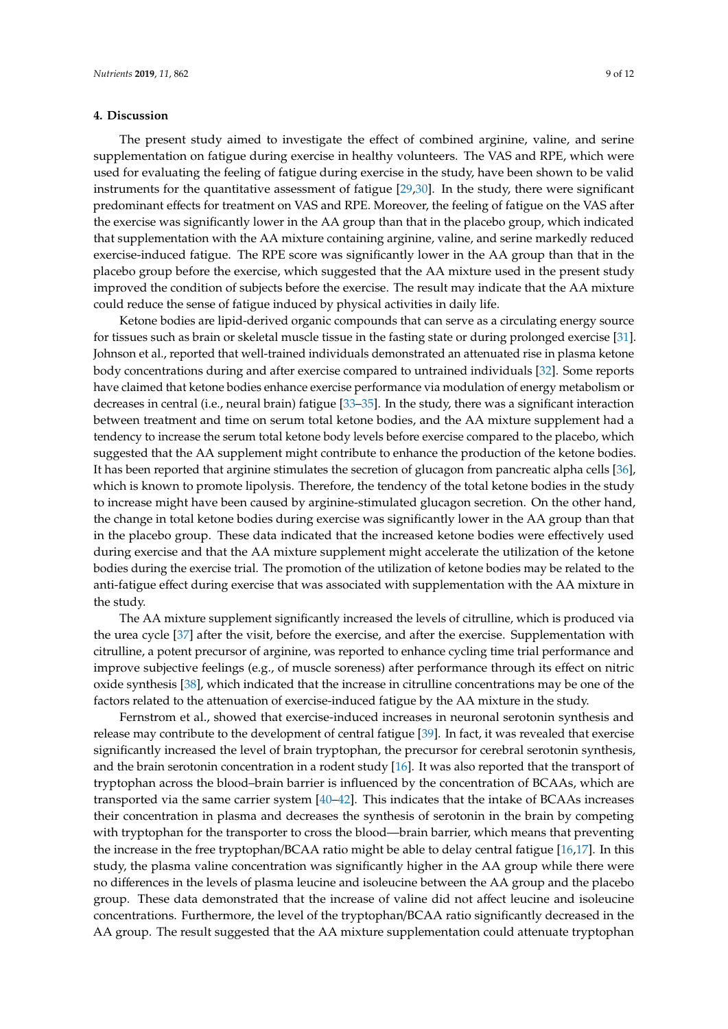## 4. Discussion

The present study aimed to investigate the effect of combined arginine, valine, and serine supplementation on fatigue during exercise in healthy volunteers. The VAS and RPE, which were used for evaluating the feeling of fatigue during exercise in the study, have been shown to be valid instruments for the quantitative assessment of fatigue [29,30]. In the study, there were significant predominant effects for treatment on VAS and RPE. Moreover, the feeling of fatigue on the VAS after the exercise was significantly lower in the AA group than that in the placebo group, which indicated that supplementation with the AA mixture containing arginine, valine, and serine markedly reduced exercise-induced fatigue. The RPE score was significantly lower in the AA group than that in the placebo group before the exercise, which suggested that the AA mixture used in the present study improved the condition of subjects before the exercise. The result may indicate that the AA mixture could reduce the sense of fatigue induced by physical activities in daily life.

Ketone bodies are lipid-derived organic compounds that can serve as a circulating energy source for tissues such as brain or skeletal muscle tissue in the fasting state or during prolonged exercise [31]. Johnson et al., reported that well-trained individuals demonstrated an attenuated rise in plasma ketone body concentrations during and after exercise compared to untrained individuals [32]. Some reports have claimed that ketone bodies enhance exercise performance via modulation of energy metabolism or decreases in central (i.e., neural brain) fatigue [33–35]. In the study, there was a significant interaction between treatment and time on serum total ketone bodies, and the AA mixture supplement had a tendency to increase the serum total ketone body levels before exercise compared to the placebo, which suggested that the AA supplement might contribute to enhance the production of the ketone bodies. It has been reported that arginine stimulates the secretion of glucagon from pancreatic alpha cells [36], which is known to promote lipolysis. Therefore, the tendency of the total ketone bodies in the study to increase might have been caused by arginine-stimulated glucagon secretion. On the other hand, the change in total ketone bodies during exercise was significantly lower in the AA group than that in the placebo group. These data indicated that the increased ketone bodies were effectively used during exercise and that the AA mixture supplement might accelerate the utilization of the ketone bodies during the exercise trial. The promotion of the utilization of ketone bodies may be related to the anti-fatigue effect during exercise that was associated with supplementation with the AA mixture in the study.

The AA mixture supplement significantly increased the levels of citrulline, which is produced via the urea cycle [37] after the visit, before the exercise, and after the exercise. Supplementation with citrulline, a potent precursor of arginine, was reported to enhance cycling time trial performance and improve subjective feelings (e.g., of muscle soreness) after performance through its effect on nitric oxide synthesis [38], which indicated that the increase in citrulline concentrations may be one of the factors related to the attenuation of exercise-induced fatigue by the AA mixture in the study.

Fernstrom et al., showed that exercise-induced increases in neuronal serotonin synthesis and release may contribute to the development of central fatigue [39]. In fact, it was revealed that exercise significantly increased the level of brain tryptophan, the precursor for cerebral serotonin synthesis, and the brain serotonin concentration in a rodent study [16]. It was also reported that the transport of tryptophan across the blood–brain barrier is influenced by the concentration of BCAAs, which are transported via the same carrier system [40–42]. This indicates that the intake of BCAAs increases their concentration in plasma and decreases the synthesis of serotonin in the brain by competing with tryptophan for the transporter to cross the blood—brain barrier, which means that preventing the increase in the free tryptophan/BCAA ratio might be able to delay central fatigue [16,17]. In this study, the plasma valine concentration was significantly higher in the AA group while there were no differences in the levels of plasma leucine and isoleucine between the AA group and the placebo group. These data demonstrated that the increase of valine did not affect leucine and isoleucine concentrations. Furthermore, the level of the tryptophan/BCAA ratio significantly decreased in the AA group. The result suggested that the AA mixture supplementation could attenuate tryptophan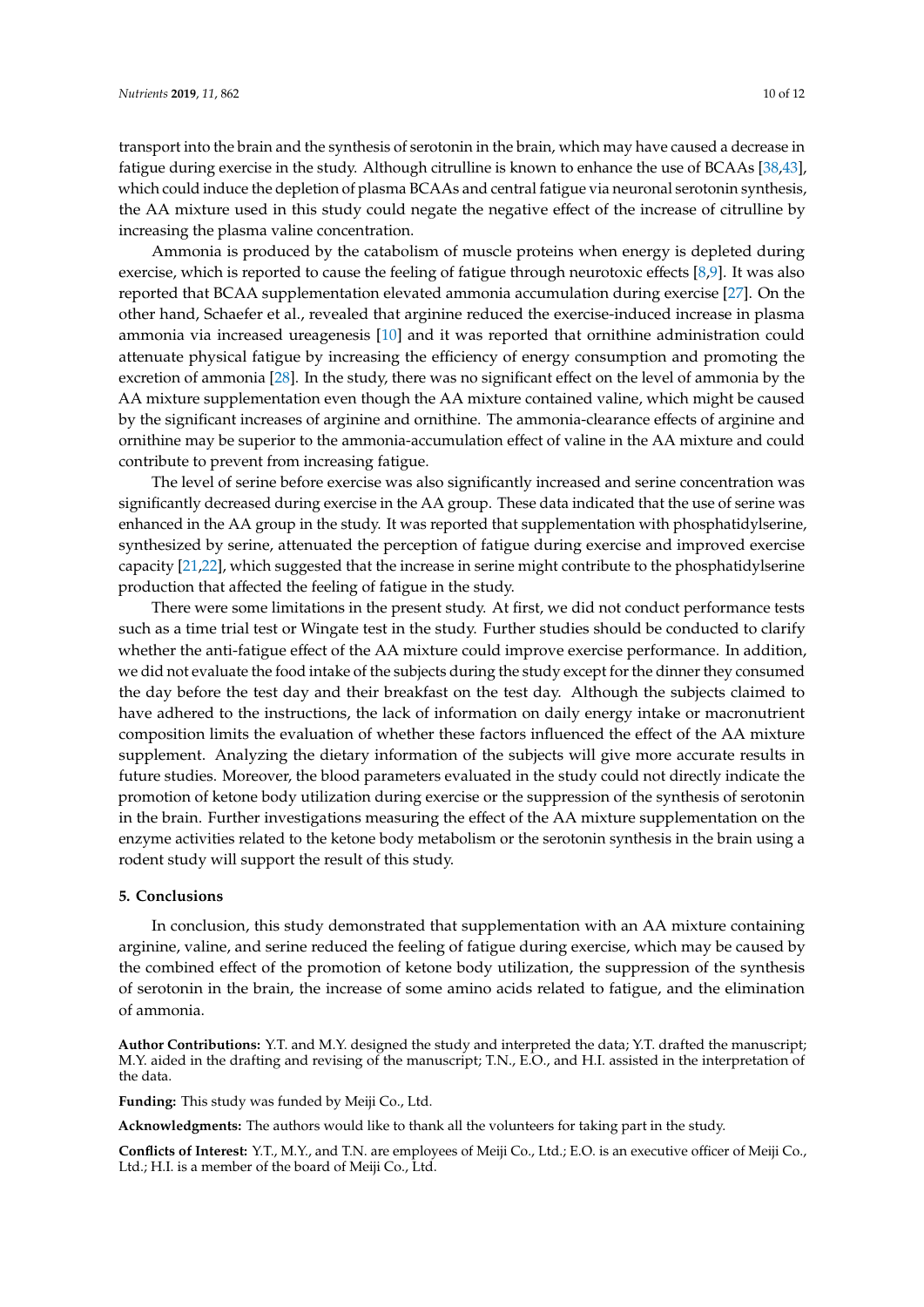transport into the brain and the synthesis of serotonin in the brain, which may have caused a decrease in fatigue during exercise in the study. Although citrulline is known to enhance the use of BCAAs [38,43], which could induce the depletion of plasma BCAAs and central fatigue via neuronal serotonin synthesis, the AA mixture used in this study could negate the negative effect of the increase of citrulline by increasing the plasma valine concentration.

Ammonia is produced by the catabolism of muscle proteins when energy is depleted during exercise, which is reported to cause the feeling of fatigue through neurotoxic effects [8,9]. It was also reported that BCAA supplementation elevated ammonia accumulation during exercise [27]. On the other hand, Schaefer et al., revealed that arginine reduced the exercise-induced increase in plasma ammonia via increased ureagenesis [10] and it was reported that ornithine administration could attenuate physical fatigue by increasing the efficiency of energy consumption and promoting the excretion of ammonia [28]. In the study, there was no significant effect on the level of ammonia by the AA mixture supplementation even though the AA mixture contained valine, which might be caused by the significant increases of arginine and ornithine. The ammonia-clearance effects of arginine and ornithine may be superior to the ammonia-accumulation effect of valine in the AA mixture and could contribute to prevent from increasing fatigue.

The level of serine before exercise was also significantly increased and serine concentration was significantly decreased during exercise in the AA group. These data indicated that the use of serine was enhanced in the AA group in the study. It was reported that supplementation with phosphatidylserine, synthesized by serine, attenuated the perception of fatigue during exercise and improved exercise capacity [21,22], which suggested that the increase in serine might contribute to the phosphatidylserine production that affected the feeling of fatigue in the study.

There were some limitations in the present study. At first, we did not conduct performance tests such as a time trial test or Wingate test in the study. Further studies should be conducted to clarify whether the anti-fatigue effect of the AA mixture could improve exercise performance. In addition, we did not evaluate the food intake of the subjects during the study except for the dinner they consumed the day before the test day and their breakfast on the test day. Although the subjects claimed to have adhered to the instructions, the lack of information on daily energy intake or macronutrient composition limits the evaluation of whether these factors influenced the effect of the AA mixture supplement. Analyzing the dietary information of the subjects will give more accurate results in future studies. Moreover, the blood parameters evaluated in the study could not directly indicate the promotion of ketone body utilization during exercise or the suppression of the synthesis of serotonin in the brain. Further investigations measuring the effect of the AA mixture supplementation on the enzyme activities related to the ketone body metabolism or the serotonin synthesis in the brain using a rodent study will support the result of this study.

## 5. Conclusions

In conclusion, this study demonstrated that supplementation with an AA mixture containing arginine, valine, and serine reduced the feeling of fatigue during exercise, which may be caused by the combined effect of the promotion of ketone body utilization, the suppression of the synthesis of serotonin in the brain, the increase of some amino acids related to fatigue, and the elimination of ammonia.

**Author Contributions:** Y.T. and M.Y. designed the study and interpreted the data; Y.T. drafted the manuscript; M.Y. aided in the drafting and revising of the manuscript; T.N., E.O., and H.I. assisted in the interpretation of the data.

**Funding:** This study was funded by Meiji Co., Ltd.

**Acknowledgments:** The authors would like to thank all the volunteers for taking part in the study.

**Conflicts of Interest:** Y.T., M.Y., and T.N. are employees of Meiji Co., Ltd.; E.O. is an executive officer of Meiji Co., Ltd.; H.I. is a member of the board of Meiji Co., Ltd.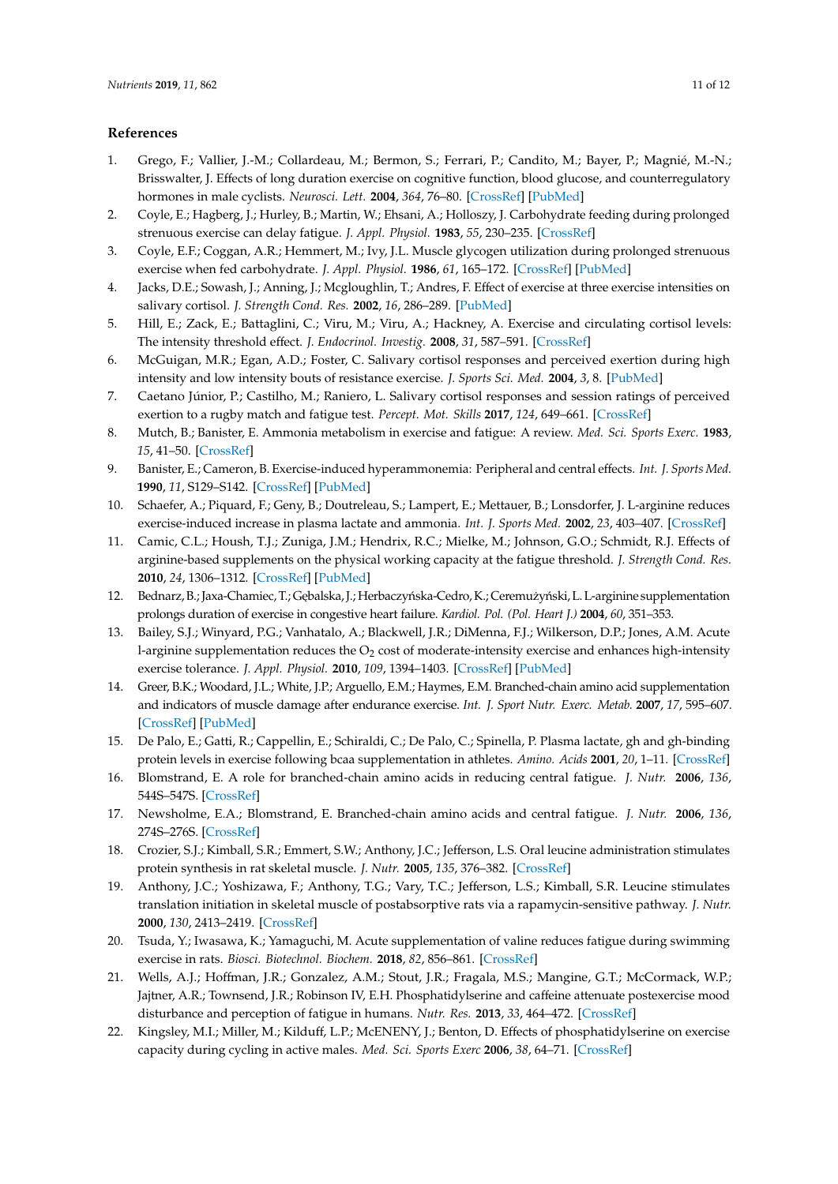## References

1. Grego, F.; Vallier, J.-M.; Collardeau, M.; Bermon, S.; Ferrari, P.; Candito, M.; Bayer, P.; Magnié, M.-N.; Brisswalter, J. Effects of long duration exercise on cognitive function, blood glucose, and counterregulatory hormones in male cyclists. *Neurosci. Lett.* **2004**, *364*, 76–80. [CrossRef] [PubMed]
2. Coyle, E.; Hagberg, J.; Hurley, B.; Martin, W.; Ehsani, A.; Holloszy, J. Carbohydrate feeding during prolonged strenuous exercise can delay fatigue. *J. Appl. Physiol.* **1983**, *55*, 230–235. [CrossRef]
3. Coyle, E.F.; Coggan, A.R.; Hemmert, M.; Ivy, J.L. Muscle glycogen utilization during prolonged strenuous exercise when fed carbohydrate. *J. Appl. Physiol.* **1986**, *61*, 165–172. [CrossRef] [PubMed]
4. Jacks, D.E.; Sowash, J.; Anning, J.; Mcgloughlin, T.; Andres, F. Effect of exercise at three exercise intensities on salivary cortisol. *J. Strength Cond. Res.* **2002**, *16*, 286–289. [PubMed]
5. Hill, E.; Zack, E.; Battaglini, C.; Viru, M.; Viru, A.; Hackney, A. Exercise and circulating cortisol levels: The intensity threshold effect. *J. Endocrinol. Investig.* **2008**, *31*, 587–591. [CrossRef]
6. McGuigan, M.R.; Egan, A.D.; Foster, C. Salivary cortisol responses and perceived exertion during high intensity and low intensity bouts of resistance exercise. *J. Sports Sci. Med.* **2004**, *3*, 8. [PubMed]
7. Caetano Júnior, P.; Castilho, M.; Raniero, L. Salivary cortisol responses and session ratings of perceived exertion to a rugby match and fatigue test. *Percept. Mot. Skills* **2017**, *124*, 649–661. [CrossRef]
8. Mutch, B.; Banister, E. Ammonia metabolism in exercise and fatigue: A review. *Med. Sci. Sports Exerc.* **1983**, *15*, 41–50. [CrossRef]
9. Banister, E.; Cameron, B. Exercise-induced hyperammonemia: Peripheral and central effects. *Int. J. Sports Med.* **1990**, *11*, S129–S142. [CrossRef] [PubMed]
10. Schaefer, A.; Piquard, F.; Geny, B.; Doutreleau, S.; Lampert, E.; Mettauer, B.; Lonsdorfer, J. L-arginine reduces exercise-induced increase in plasma lactate and ammonia. *Int. J. Sports Med.* **2002**, *23*, 403–407. [CrossRef]
11. Camic, C.L.; Housh, T.J.; Zuniga, J.M.; Hendrix, R.C.; Mielke, M.; Johnson, G.O.; Schmidt, R.J. Effects of arginine-based supplements on the physical working capacity at the fatigue threshold. *J. Strength Cond. Res.* **2010**, *24*, 1306–1312. [CrossRef] [PubMed]
12. Bednarz, B.; Jaxa-Chamiec, T.; Gębalska, J.; Herbaczyńska-Cedro, K.; Ceremużyński, L. L-arginine supplementation prolongs duration of exercise in congestive heart failure. *Kardiol. Pol. (Pol. Heart J.)* **2004**, *60*, 351–353.
13. Bailey, S.J.; Winyard, P.G.; Vanhatalo, A.; Blackwell, J.R.; DiMenna, F.J.; Wilkerson, D.P.; Jones, A.M. Acute l-arginine supplementation reduces the $O_2$ cost of moderate-intensity exercise and enhances high-intensity exercise tolerance. *J. Appl. Physiol.* **2010**, *109*, 1394–1403. [CrossRef] [PubMed]
14. Greer, B.K.; Woodard, J.L.; White, J.P.; Arguello, E.M.; Haymes, E.M. Branched-chain amino acid supplementation and indicators of muscle damage after endurance exercise. *Int. J. Sport Nutr. Exerc. Metab.* **2007**, *17*, 595–607. [CrossRef] [PubMed]
15. De Palo, E.; Gatti, R.; Cappellin, E.; Schiraldi, C.; De Palo, C.; Spinella, P. Plasma lactate, gh and gh-binding protein levels in exercise following bcaa supplementation in athletes. *Amino. Acids* **2001**, *20*, 1–11. [CrossRef]
16. Blomstrand, E. A role for branched-chain amino acids in reducing central fatigue. *J. Nutr.* **2006**, *136*, 544S–547S. [CrossRef]
17. Newsholme, E.A.; Blomstrand, E. Branched-chain amino acids and central fatigue. *J. Nutr.* **2006**, *136*, 274S–276S. [CrossRef]
18. Crozier, S.J.; Kimball, S.R.; Emmert, S.W.; Anthony, J.C.; Jefferson, L.S. Oral leucine administration stimulates protein synthesis in rat skeletal muscle. *J. Nutr.* **2005**, *135*, 376–382. [CrossRef]
19. Anthony, J.C.; Yoshizawa, F.; Anthony, T.G.; Vary, T.C.; Jefferson, L.S.; Kimball, S.R. Leucine stimulates translation initiation in skeletal muscle of postabsorptive rats via a rapamycin-sensitive pathway. *J. Nutr.* **2000**, *130*, 2413–2419. [CrossRef]
20. Tsuda, Y.; Iwasawa, K.; Yamaguchi, M. Acute supplementation of valine reduces fatigue during swimming exercise in rats. *Biosci. Biotechnol. Biochem.* **2018**, *82*, 856–861. [CrossRef]
21. Wells, A.J.; Hoffman, J.R.; Gonzalez, A.M.; Stout, J.R.; Fragala, M.S.; Mangine, G.T.; McCormack, W.P.; Jajtner, A.R.; Townsend, J.R.; Robinson IV, E.H. Phosphatidylserine and caffeine attenuate postexercise mood disturbance and perception of fatigue in humans. *Nutr. Res.* **2013**, *33*, 464–472. [CrossRef]
22. Kingsley, M.I.; Miller, M.; Kilduff, L.P.; McENENY, J.; Benton, D. Effects of phosphatidylserine on exercise capacity during cycling in active males. *Med. Sci. Sports Exerc* **2006**, *38*, 64–71. [CrossRef]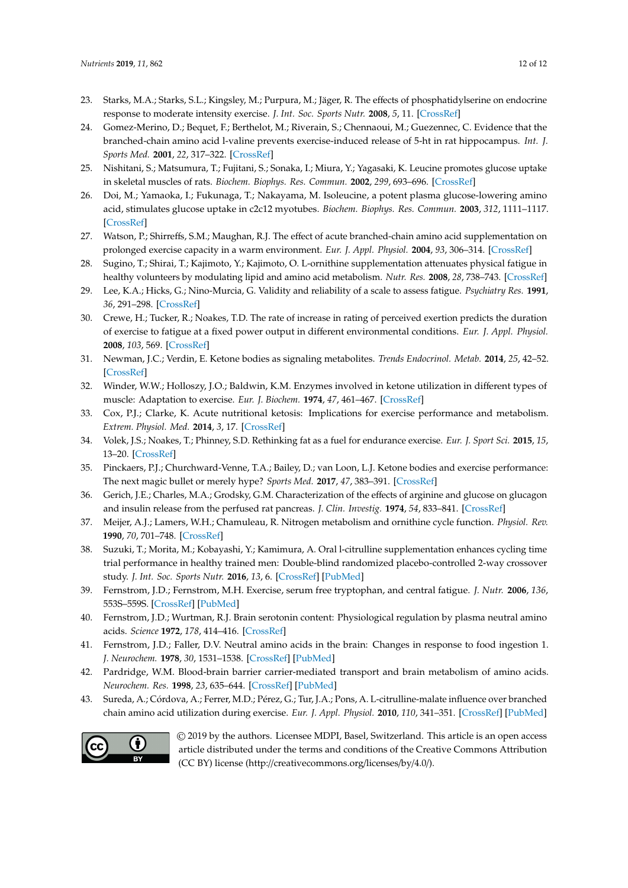23. Starks, M.A.; Starks, S.L.; Kingsley, M.; Purpura, M.; Jäger, R. The effects of phosphatidylserine on endocrine response to moderate intensity exercise. *J. Int. Soc. Sports Nutr.* **2008**, *5*, 11. [CrossRef]
24. Gomez-Merino, D.; Bequet, F.; Berthelot, M.; Riverain, S.; Chennaoui, M.; Guezennec, C. Evidence that the branched-chain amino acid l-valine prevents exercise-induced release of 5-ht in rat hippocampus. *Int. J. Sports Med.* **2001**, *22*, 317–322. [CrossRef]
25. Nishitani, S.; Matsumura, T.; Fujitani, S.; Sonaka, I.; Miura, Y.; Yagasaki, K. Leucine promotes glucose uptake in skeletal muscles of rats. *Biochem. Biophys. Res. Commun.* **2002**, *299*, 693–696. [CrossRef]
26. Doi, M.; Yamaoka, I.; Fukunaga, T.; Nakayama, M. Isoleucine, a potent plasma glucose-lowering amino acid, stimulates glucose uptake in c2c12 myotubes. *Biochem. Biophys. Res. Commun.* **2003**, *312*, 1111–1117. [CrossRef]
27. Watson, P.; Shirreffs, S.M.; Maughan, R.J. The effect of acute branched-chain amino acid supplementation on prolonged exercise capacity in a warm environment. *Eur. J. Appl. Physiol.* **2004**, *93*, 306–314. [CrossRef]
28. Sugino, T.; Shirai, T.; Kajimoto, Y.; Kajimoto, O. L-ornithine supplementation attenuates physical fatigue in healthy volunteers by modulating lipid and amino acid metabolism. *Nutr. Res.* **2008**, *28*, 738–743. [CrossRef]
29. Lee, K.A.; Hicks, G.; Nino-Murcia, G. Validity and reliability of a scale to assess fatigue. *Psychiatry Res.* **1991**, *36*, 291–298. [CrossRef]
30. Crewe, H.; Tucker, R.; Noakes, T.D. The rate of increase in rating of perceived exertion predicts the duration of exercise to fatigue at a fixed power output in different environmental conditions. *Eur. J. Appl. Physiol.* **2008**, *103*, 569. [CrossRef]
31. Newman, J.C.; Verdin, E. Ketone bodies as signaling metabolites. *Trends Endocrinol. Metab.* **2014**, *25*, 42–52. [CrossRef]
32. Winder, W.W.; Holloszy, J.O.; Baldwin, K.M. Enzymes involved in ketone utilization in different types of muscle: Adaptation to exercise. *Eur. J. Biochem.* **1974**, *47*, 461–467. [CrossRef]
33. Cox, P.J.; Clarke, K. Acute nutritional ketosis: Implications for exercise performance and metabolism. *Extrem. Physiol. Med.* **2014**, *3*, 17. [CrossRef]
34. Volek, J.S.; Noakes, T.; Phinney, S.D. Rethinking fat as a fuel for endurance exercise. *Eur. J. Sport Sci.* **2015**, *15*, 13–20. [CrossRef]
35. Pinckaers, P.J.; Churchward-Venne, T.A.; Bailey, D.; van Loon, L.J. Ketone bodies and exercise performance: The next magic bullet or merely hype? *Sports Med.* **2017**, *47*, 383–391. [CrossRef]
36. Gerich, J.E.; Charles, M.A.; Grodsky, G.M. Characterization of the effects of arginine and glucose on glucagon and insulin release from the perfused rat pancreas. *J. Clin. Investig.* **1974**, *54*, 833–841. [CrossRef]
37. Meijer, A.J.; Lamers, W.H.; Chamuleau, R. Nitrogen metabolism and ornithine cycle function. *Physiol. Rev.* **1990**, *70*, 701–748. [CrossRef]
38. Suzuki, T.; Morita, M.; Kobayashi, Y.; Kamimura, A. Oral l-citrulline supplementation enhances cycling time trial performance in healthy trained men: Double-blind randomized placebo-controlled 2-way crossover study. *J. Int. Soc. Sports Nutr.* **2016**, *13*, 6. [CrossRef] [PubMed]
39. Fernstrom, J.D.; Fernstrom, M.H. Exercise, serum free tryptophan, and central fatigue. *J. Nutr.* **2006**, *136*, 553S–559S. [CrossRef] [PubMed]
40. Fernstrom, J.D.; Wurtman, R.J. Brain serotonin content: Physiological regulation by plasma neutral amino acids. *Science* **1972**, *178*, 414–416. [CrossRef]
41. Fernstrom, J.D.; Faller, D.V. Neutral amino acids in the brain: Changes in response to food ingestion 1. *J. Neurochem.* **1978**, *30*, 1531–1538. [CrossRef] [PubMed]
42. Pardridge, W.M. Blood-brain barrier carrier-mediated transport and brain metabolism of amino acids. *Neurochem. Res.* **1998**, *23*, 635–644. [CrossRef] [PubMed]
43. Sureda, A.; Córdova, A.; Ferrer, M.D.; Pérez, G.; Tur, J.A.; Pons, A. L-citrulline-malate influence over branched chain amino acid utilization during exercise. *Eur. J. Appl. Physiol.* **2010**, *110*, 341–351. [CrossRef] [PubMed]

© 2019 by the authors. Licensee MDPI, Basel, Switzerland. This article is an open access article distributed under the terms and conditions of the Creative Commons Attribution (CC BY) license (http://creativecommons.org/licenses/by/4.0/).